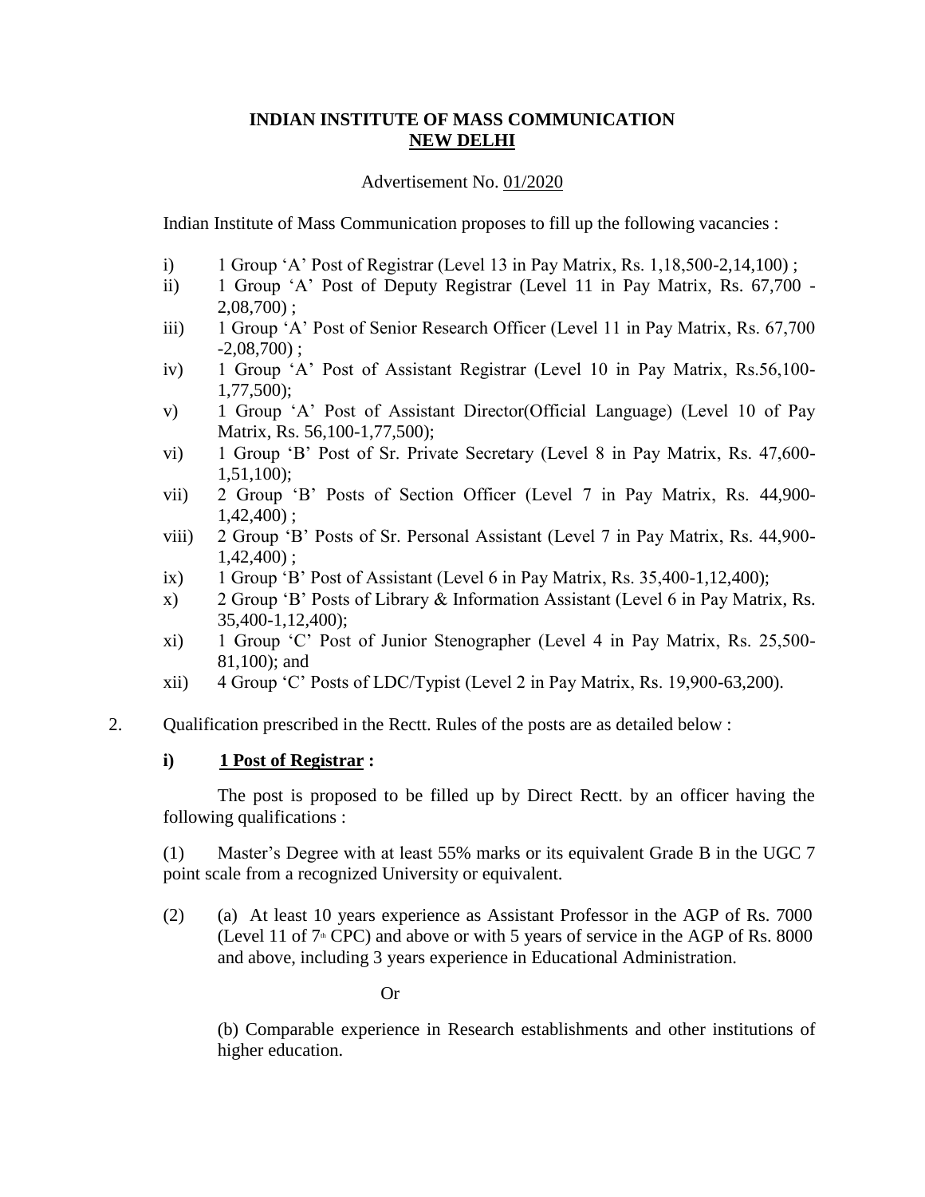**INDIAN INSTITUTE OF MASS COMMUNICATION**
**NEW DELHI**

Advertisement No. 01/2020

Indian Institute of Mass Communication proposes to fill up the following vacancies :

i) 1 Group 'A' Post of Registrar (Level 13 in Pay Matrix, Rs. 1,18,500-2,14,100) ;
ii) 1 Group 'A' Post of Deputy Registrar (Level 11 in Pay Matrix, Rs. 67,700 - 2,08,700) ;
iii) 1 Group 'A' Post of Senior Research Officer (Level 11 in Pay Matrix, Rs. 67,700 -2,08,700) ;
iv) 1 Group 'A' Post of Assistant Registrar (Level 10 in Pay Matrix, Rs.56,100-1,77,500);
v) 1 Group 'A' Post of Assistant Director(Official Language) (Level 10 of Pay Matrix, Rs. 56,100-1,77,500);
vi) 1 Group 'B' Post of Sr. Private Secretary (Level 8 in Pay Matrix, Rs. 47,600-1,51,100);
vii) 2 Group 'B' Posts of Section Officer (Level 7 in Pay Matrix, Rs. 44,900-1,42,400) ;
viii) 2 Group 'B' Posts of Sr. Personal Assistant (Level 7 in Pay Matrix, Rs. 44,900-1,42,400) ;
ix) 1 Group 'B' Post of Assistant (Level 6 in Pay Matrix, Rs. 35,400-1,12,400);
x) 2 Group 'B' Posts of Library & Information Assistant (Level 6 in Pay Matrix, Rs. 35,400-1,12,400);
xi) 1 Group 'C' Post of Junior Stenographer (Level 4 in Pay Matrix, Rs. 25,500-81,100); and
xii) 4 Group 'C' Posts of LDC/Typist (Level 2 in Pay Matrix, Rs. 19,900-63,200).

2. Qualification prescribed in the Rectt. Rules of the posts are as detailed below :

**i) 1 Post of Registrar :**

The post is proposed to be filled up by Direct Rectt. by an officer having the following qualifications :

(1) Master's Degree with at least 55% marks or its equivalent Grade B in the UGC 7 point scale from a recognized University or equivalent.

(2) (a) At least 10 years experience as Assistant Professor in the AGP of Rs. 7000 (Level 11 of 7th CPC) and above or with 5 years of service in the AGP of Rs. 8000 and above, including 3 years experience in Educational Administration.

Or

(b) Comparable experience in Research establishments and other institutions of higher education.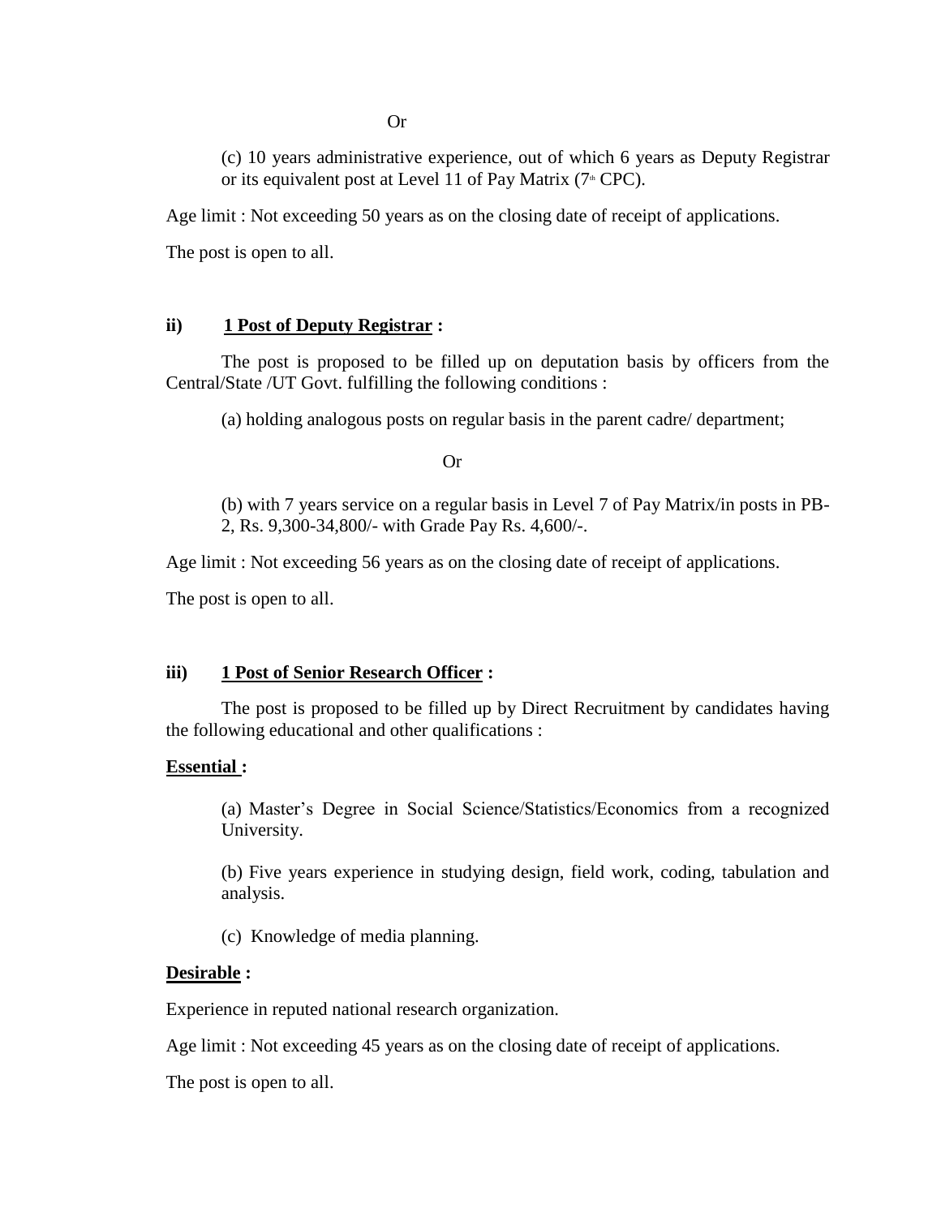Or

(c) 10 years administrative experience, out of which 6 years as Deputy Registrar or its equivalent post at Level 11 of Pay Matrix (7th CPC).

Age limit : Not exceeding 50 years as on the closing date of receipt of applications.

The post is open to all.

**ii) <u>1 Post of Deputy Registrar</u> :**

The post is proposed to be filled up on deputation basis by officers from the Central/State /UT Govt. fulfilling the following conditions :

(a) holding analogous posts on regular basis in the parent cadre/ department;

Or

(b) with 7 years service on a regular basis in Level 7 of Pay Matrix/in posts in PB-2, Rs. 9,300-34,800/- with Grade Pay Rs. 4,600/-.

Age limit : Not exceeding 56 years as on the closing date of receipt of applications.

The post is open to all.

**iii) <u>1 Post of Senior Research Officer</u> :**

The post is proposed to be filled up by Direct Recruitment by candidates having the following educational and other qualifications :

**<u>Essential</u> :**

(a) Master's Degree in Social Science/Statistics/Economics from a recognized University.

(b) Five years experience in studying design, field work, coding, tabulation and analysis.

(c) Knowledge of media planning.

**<u>Desirable</u> :**

Experience in reputed national research organization.

Age limit : Not exceeding 45 years as on the closing date of receipt of applications.

The post is open to all.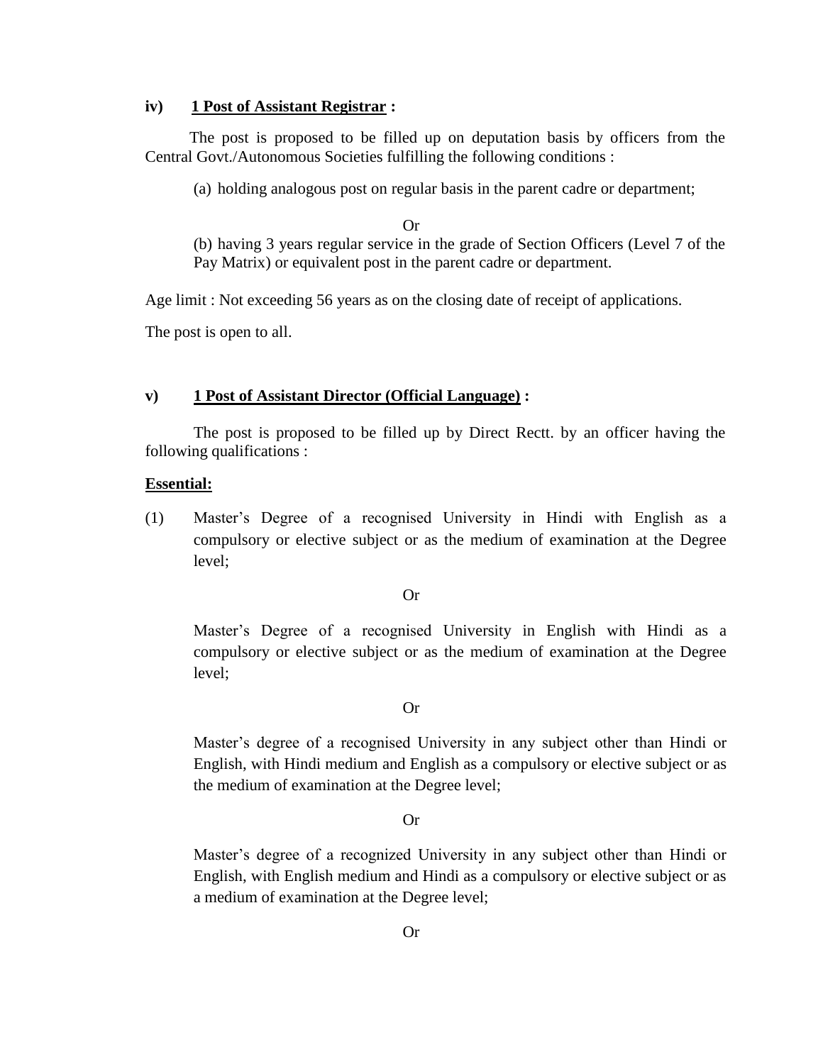**iv) <u>1 Post of Assistant Registrar</u> :**

The post is proposed to be filled up on deputation basis by officers from the Central Govt./Autonomous Societies fulfilling the following conditions :

(a) holding analogous post on regular basis in the parent cadre or department;

Or

(b) having 3 years regular service in the grade of Section Officers (Level 7 of the Pay Matrix) or equivalent post in the parent cadre or department.

Age limit : Not exceeding 56 years as on the closing date of receipt of applications.

The post is open to all.

**v) <u>1 Post of Assistant Director (Official Language)</u> :**

The post is proposed to be filled up by Direct Rectt. by an officer having the following qualifications :

**<u>Essential:</u>**

(1) Master's Degree of a recognised University in Hindi with English as a compulsory or elective subject or as the medium of examination at the Degree level;

Or

Master's Degree of a recognised University in English with Hindi as a compulsory or elective subject or as the medium of examination at the Degree level;

Or

Master's degree of a recognised University in any subject other than Hindi or English, with Hindi medium and English as a compulsory or elective subject or as the medium of examination at the Degree level;

Or

Master's degree of a recognized University in any subject other than Hindi or English, with English medium and Hindi as a compulsory or elective subject or as a medium of examination at the Degree level;

Or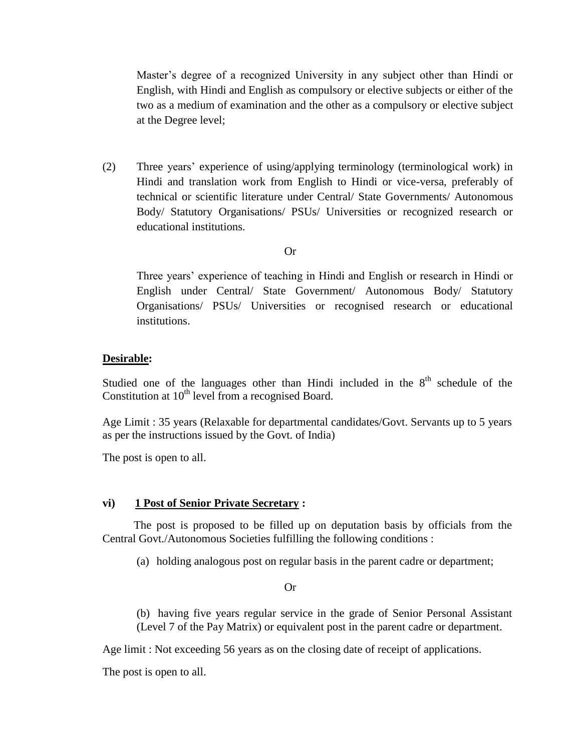Master's degree of a recognized University in any subject other than Hindi or English, with Hindi and English as compulsory or elective subjects or either of the two as a medium of examination and the other as a compulsory or elective subject at the Degree level;

(2) Three years' experience of using/applying terminology (terminological work) in Hindi and translation work from English to Hindi or vice-versa, preferably of technical or scientific literature under Central/ State Governments/ Autonomous Body/ Statutory Organisations/ PSUs/ Universities or recognized research or educational institutions.

Or

Three years' experience of teaching in Hindi and English or research in Hindi or English under Central/ State Government/ Autonomous Body/ Statutory Organisations/ PSUs/ Universities or recognised research or educational institutions.

**Desirable:**

Studied one of the languages other than Hindi included in the 8th schedule of the Constitution at 10th level from a recognised Board.

Age Limit : 35 years (Relaxable for departmental candidates/Govt. Servants up to 5 years as per the instructions issued by the Govt. of India)

The post is open to all.

**vi) 1 Post of Senior Private Secretary :**

The post is proposed to be filled up on deputation basis by officials from the Central Govt./Autonomous Societies fulfilling the following conditions :

(a) holding analogous post on regular basis in the parent cadre or department;

Or

(b) having five years regular service in the grade of Senior Personal Assistant (Level 7 of the Pay Matrix) or equivalent post in the parent cadre or department.

Age limit : Not exceeding 56 years as on the closing date of receipt of applications.

The post is open to all.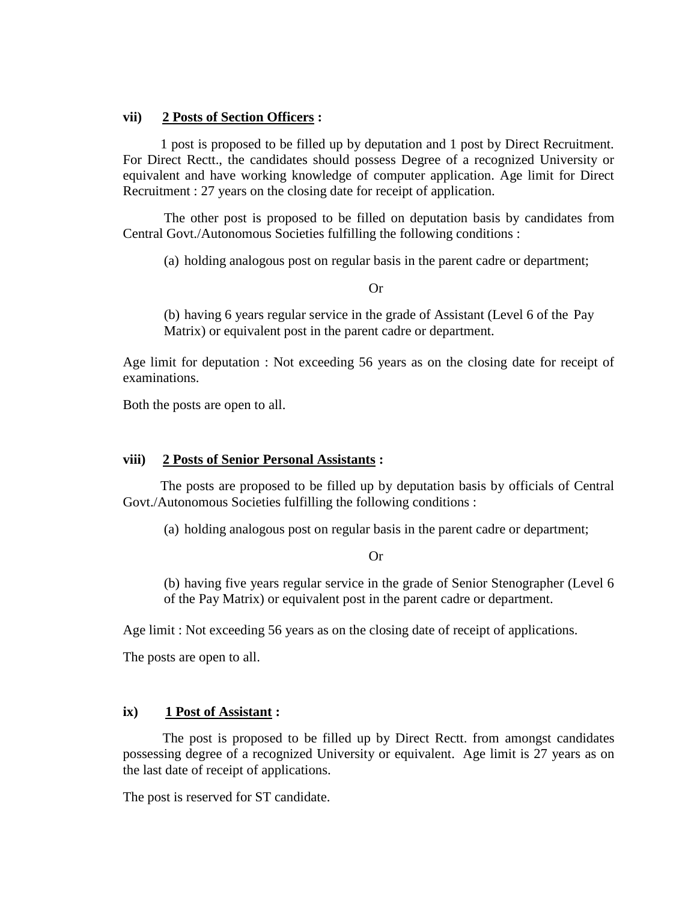**vii) 2 Posts of Section Officers :**

1 post is proposed to be filled up by deputation and 1 post by Direct Recruitment. For Direct Rectt., the candidates should possess Degree of a recognized University or equivalent and have working knowledge of computer application. Age limit for Direct Recruitment : 27 years on the closing date for receipt of application.

The other post is proposed to be filled on deputation basis by candidates from Central Govt./Autonomous Societies fulfilling the following conditions :

(a) holding analogous post on regular basis in the parent cadre or department;

Or

(b) having 6 years regular service in the grade of Assistant (Level 6 of the Pay Matrix) or equivalent post in the parent cadre or department.

Age limit for deputation : Not exceeding 56 years as on the closing date for receipt of examinations.

Both the posts are open to all.

**viii) 2 Posts of Senior Personal Assistants :**

The posts are proposed to be filled up by deputation basis by officials of Central Govt./Autonomous Societies fulfilling the following conditions :

(a) holding analogous post on regular basis in the parent cadre or department;

Or

(b) having five years regular service in the grade of Senior Stenographer (Level 6 of the Pay Matrix) or equivalent post in the parent cadre or department.

Age limit : Not exceeding 56 years as on the closing date of receipt of applications.

The posts are open to all.

**ix) 1 Post of Assistant :**

The post is proposed to be filled up by Direct Rectt. from amongst candidates possessing degree of a recognized University or equivalent. Age limit is 27 years as on the last date of receipt of applications.

The post is reserved for ST candidate.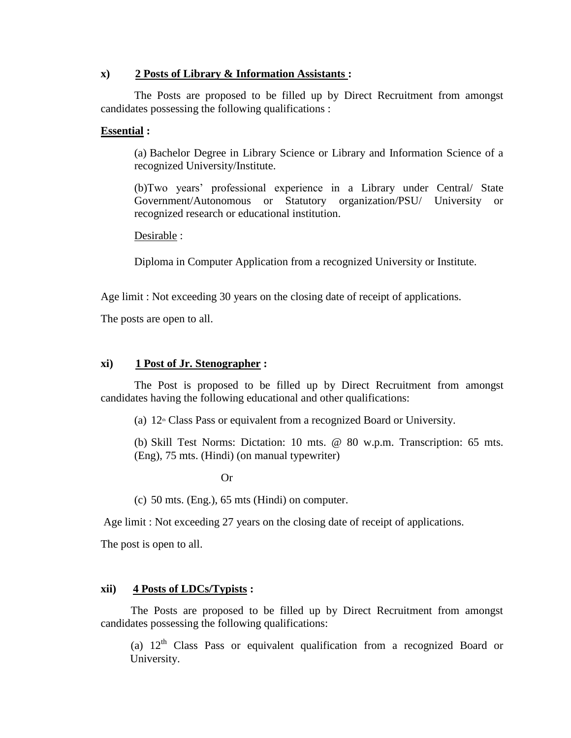**x) <u>2 Posts of Library & Information Assistants</u> :**

The Posts are proposed to be filled up by Direct Recruitment from amongst candidates possessing the following qualifications :

**<u>Essential</u> :**

(a) Bachelor Degree in Library Science or Library and Information Science of a recognized University/Institute.

(b)Two years' professional experience in a Library under Central/ State Government/Autonomous or Statutory organization/PSU/ University or recognized research or educational institution.

<u>Desirable</u> :

Diploma in Computer Application from a recognized University or Institute.

Age limit : Not exceeding 30 years on the closing date of receipt of applications.

The posts are open to all.

**xi) <u>1 Post of Jr. Stenographer</u> :**

The Post is proposed to be filled up by Direct Recruitment from amongst candidates having the following educational and other qualifications:

(a) 12th Class Pass or equivalent from a recognized Board or University.

(b) Skill Test Norms: Dictation: 10 mts. @ 80 w.p.m. Transcription: 65 mts. (Eng), 75 mts. (Hindi) (on manual typewriter)

Or

(c) 50 mts. (Eng.), 65 mts (Hindi) on computer.

Age limit : Not exceeding 27 years on the closing date of receipt of applications.

The post is open to all.

**xii) <u>4 Posts of LDCs/Typists</u> :**

The Posts are proposed to be filled up by Direct Recruitment from amongst candidates possessing the following qualifications:

(a) 12th Class Pass or equivalent qualification from a recognized Board or University.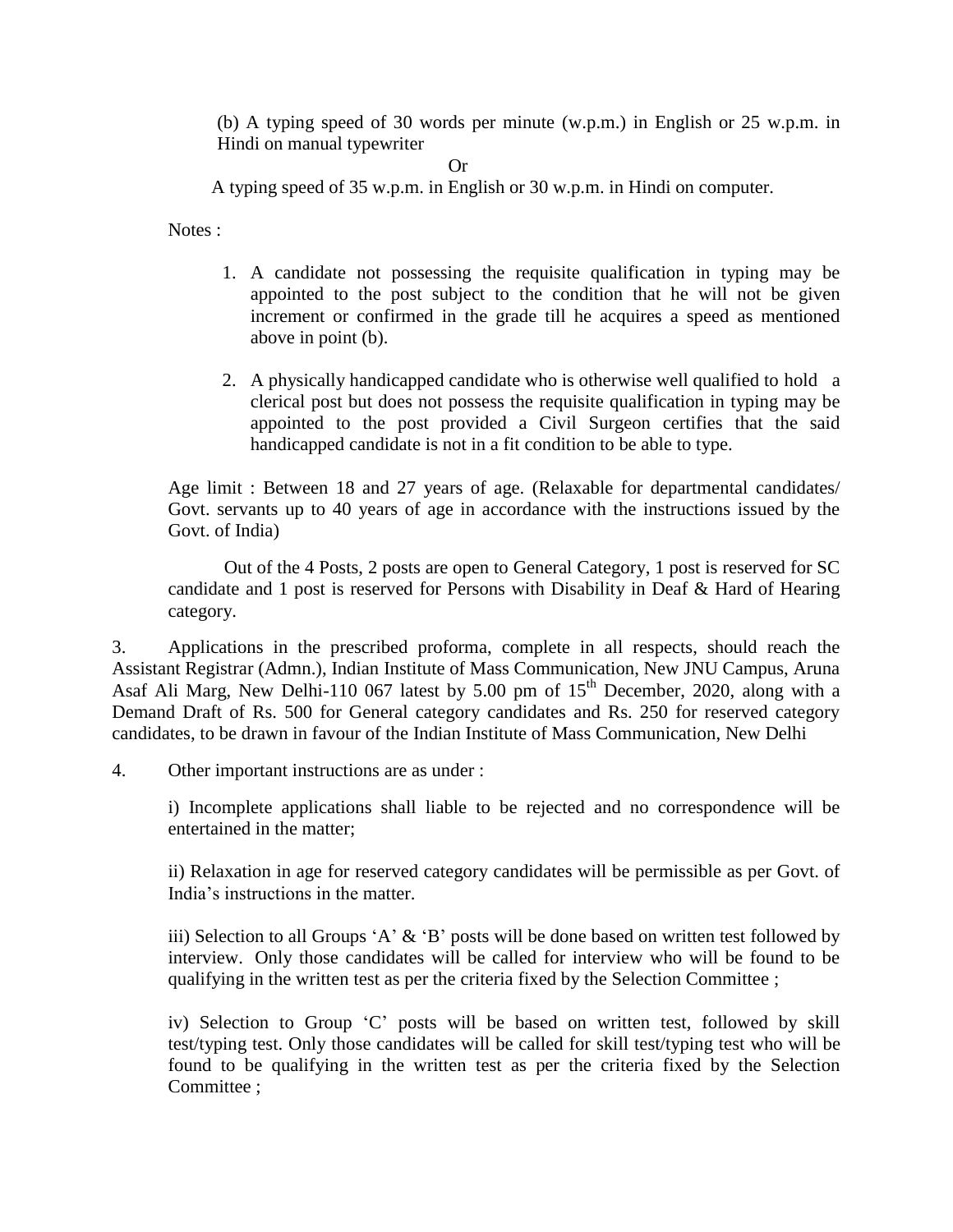(b) A typing speed of 30 words per minute (w.p.m.) in English or 25 w.p.m. in Hindi on manual typewriter

Or

A typing speed of 35 w.p.m. in English or 30 w.p.m. in Hindi on computer.

Notes :

1. A candidate not possessing the requisite qualification in typing may be appointed to the post subject to the condition that he will not be given increment or confirmed in the grade till he acquires a speed as mentioned above in point (b).

2. A physically handicapped candidate who is otherwise well qualified to hold a clerical post but does not possess the requisite qualification in typing may be appointed to the post provided a Civil Surgeon certifies that the said handicapped candidate is not in a fit condition to be able to type.

Age limit : Between 18 and 27 years of age. (Relaxable for departmental candidates/ Govt. servants up to 40 years of age in accordance with the instructions issued by the Govt. of India)

Out of the 4 Posts, 2 posts are open to General Category, 1 post is reserved for SC candidate and 1 post is reserved for Persons with Disability in Deaf & Hard of Hearing category.

3. Applications in the prescribed proforma, complete in all respects, should reach the Assistant Registrar (Admn.), Indian Institute of Mass Communication, New JNU Campus, Aruna Asaf Ali Marg, New Delhi-110 067 latest by 5.00 pm of 15th December, 2020, along with a Demand Draft of Rs. 500 for General category candidates and Rs. 250 for reserved category candidates, to be drawn in favour of the Indian Institute of Mass Communication, New Delhi

4. Other important instructions are as under :

i) Incomplete applications shall liable to be rejected and no correspondence will be entertained in the matter;

ii) Relaxation in age for reserved category candidates will be permissible as per Govt. of India's instructions in the matter.

iii) Selection to all Groups 'A' & 'B' posts will be done based on written test followed by interview. Only those candidates will be called for interview who will be found to be qualifying in the written test as per the criteria fixed by the Selection Committee ;

iv) Selection to Group 'C' posts will be based on written test, followed by skill test/typing test. Only those candidates will be called for skill test/typing test who will be found to be qualifying in the written test as per the criteria fixed by the Selection Committee ;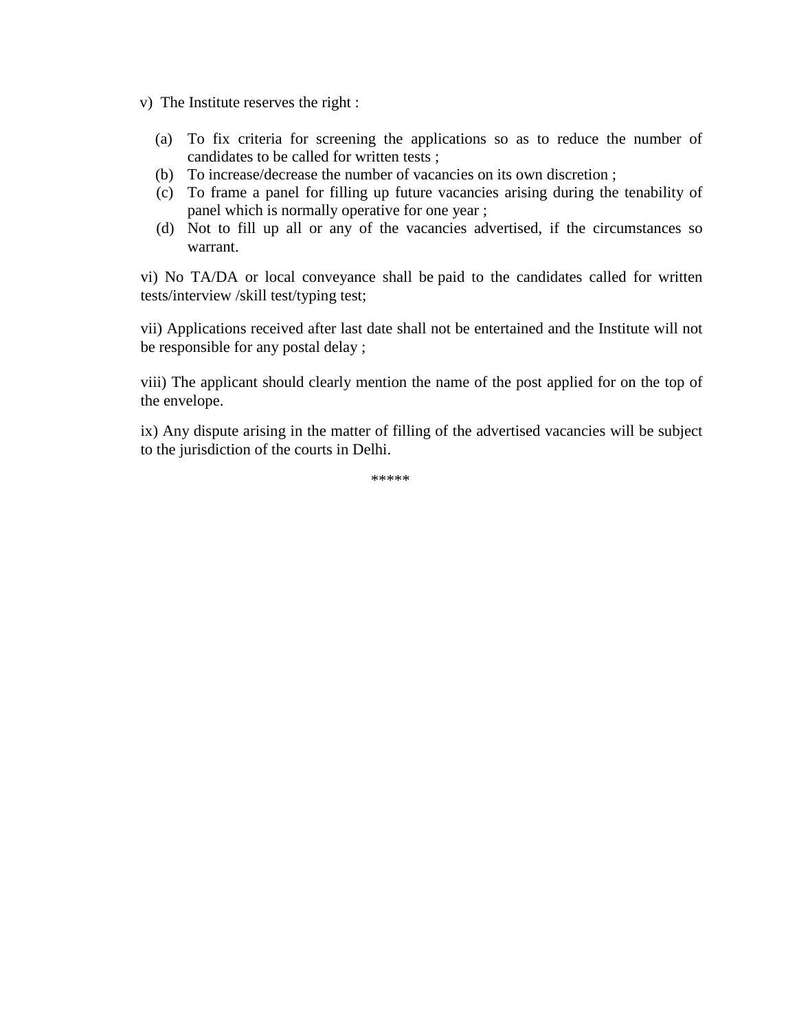v) The Institute reserves the right :

(a) To fix criteria for screening the applications so as to reduce the number of candidates to be called for written tests ;
(b) To increase/decrease the number of vacancies on its own discretion ;
(c) To frame a panel for filling up future vacancies arising during the tenability of panel which is normally operative for one year ;
(d) Not to fill up all or any of the vacancies advertised, if the circumstances so warrant.

vi) No TA/DA or local conveyance shall be paid to the candidates called for written tests/interview /skill test/typing test;

vii) Applications received after last date shall not be entertained and the Institute will not be responsible for any postal delay ;

viii) The applicant should clearly mention the name of the post applied for on the top of the envelope.

ix) Any dispute arising in the matter of filling of the advertised vacancies will be subject to the jurisdiction of the courts in Delhi.

*****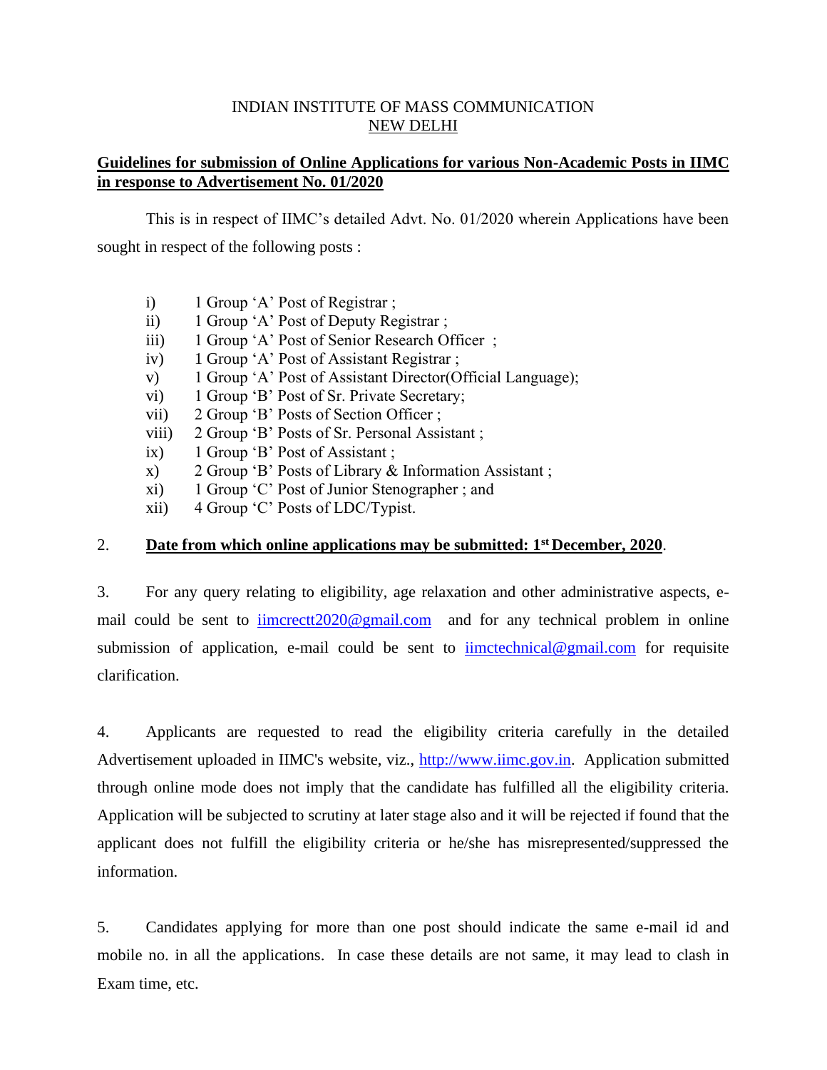INDIAN INSTITUTE OF MASS COMMUNICATION
NEW DELHI

**Guidelines for submission of Online Applications for various Non-Academic Posts in IIMC in response to Advertisement No. 01/2020**

This is in respect of IIMC's detailed Advt. No. 01/2020 wherein Applications have been sought in respect of the following posts :

- i) 1 Group 'A' Post of Registrar ;
- ii) 1 Group 'A' Post of Deputy Registrar ;
- iii) 1 Group 'A' Post of Senior Research Officer ;
- iv) 1 Group 'A' Post of Assistant Registrar ;
- v) 1 Group 'A' Post of Assistant Director(Official Language);
- vi) 1 Group 'B' Post of Sr. Private Secretary;
- vii) 2 Group 'B' Posts of Section Officer ;
- viii) 2 Group 'B' Posts of Sr. Personal Assistant ;
- ix) 1 Group 'B' Post of Assistant ;
- x) 2 Group 'B' Posts of Library & Information Assistant ;
- xi) 1 Group 'C' Post of Junior Stenographer ; and
- xii) 4 Group 'C' Posts of LDC/Typist.

2. **Date from which online applications may be submitted: 1st December, 2020**.

3. For any query relating to eligibility, age relaxation and other administrative aspects, e-mail could be sent to iimcrectt2020@gmail.com and for any technical problem in online submission of application, e-mail could be sent to iimctechnical@gmail.com for requisite clarification.

4. Applicants are requested to read the eligibility criteria carefully in the detailed Advertisement uploaded in IIMC's website, viz., http://www.iimc.gov.in. Application submitted through online mode does not imply that the candidate has fulfilled all the eligibility criteria. Application will be subjected to scrutiny at later stage also and it will be rejected if found that the applicant does not fulfill the eligibility criteria or he/she has misrepresented/suppressed the information.

5. Candidates applying for more than one post should indicate the same e-mail id and mobile no. in all the applications. In case these details are not same, it may lead to clash in Exam time, etc.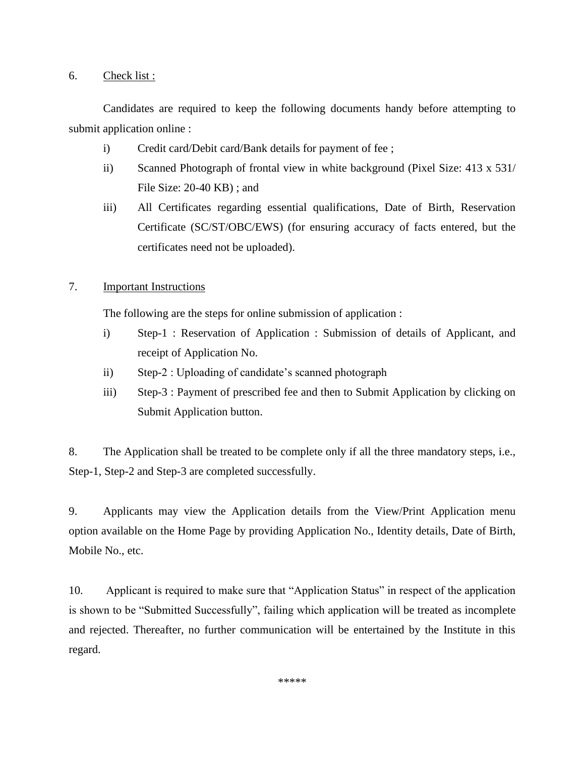6. <u>Check list :</u>

Candidates are required to keep the following documents handy before attempting to submit application online :

- i) Credit card/Debit card/Bank details for payment of fee ;
- ii) Scanned Photograph of frontal view in white background (Pixel Size: 413 x 531/ File Size: 20-40 KB) ; and
- iii) All Certificates regarding essential qualifications, Date of Birth, Reservation Certificate (SC/ST/OBC/EWS) (for ensuring accuracy of facts entered, but the certificates need not be uploaded).

7. <u>Important Instructions</u>

The following are the steps for online submission of application :

- i) Step-1 : Reservation of Application : Submission of details of Applicant, and receipt of Application No.
- ii) Step-2 : Uploading of candidate's scanned photograph
- iii) Step-3 : Payment of prescribed fee and then to Submit Application by clicking on Submit Application button.

8. The Application shall be treated to be complete only if all the three mandatory steps, i.e., Step-1, Step-2 and Step-3 are completed successfully.

9. Applicants may view the Application details from the View/Print Application menu option available on the Home Page by providing Application No., Identity details, Date of Birth, Mobile No., etc.

10. Applicant is required to make sure that "Application Status" in respect of the application is shown to be "Submitted Successfully", failing which application will be treated as incomplete and rejected. Thereafter, no further communication will be entertained by the Institute in this regard.

*****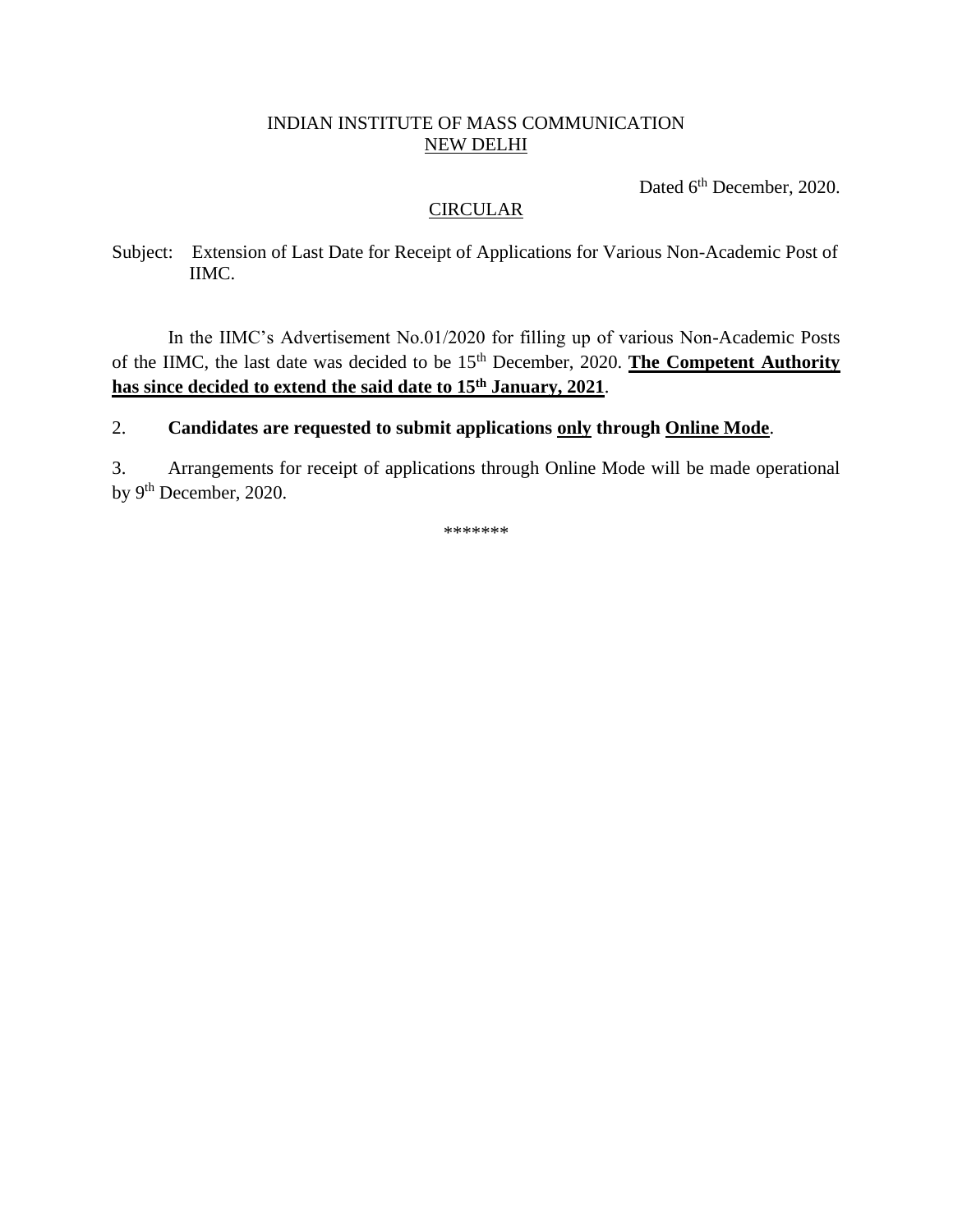INDIAN INSTITUTE OF MASS COMMUNICATION
NEW DELHI

Dated 6th December, 2020.

CIRCULAR

Subject: Extension of Last Date for Receipt of Applications for Various Non-Academic Post of IIMC.

In the IIMC's Advertisement No.01/2020 for filling up of various Non-Academic Posts of the IIMC, the last date was decided to be 15th December, 2020. **The Competent Authority has since decided to extend the said date to 15th January, 2021**.

2. **Candidates are requested to submit applications only through Online Mode**.

3. Arrangements for receipt of applications through Online Mode will be made operational by 9th December, 2020.

*******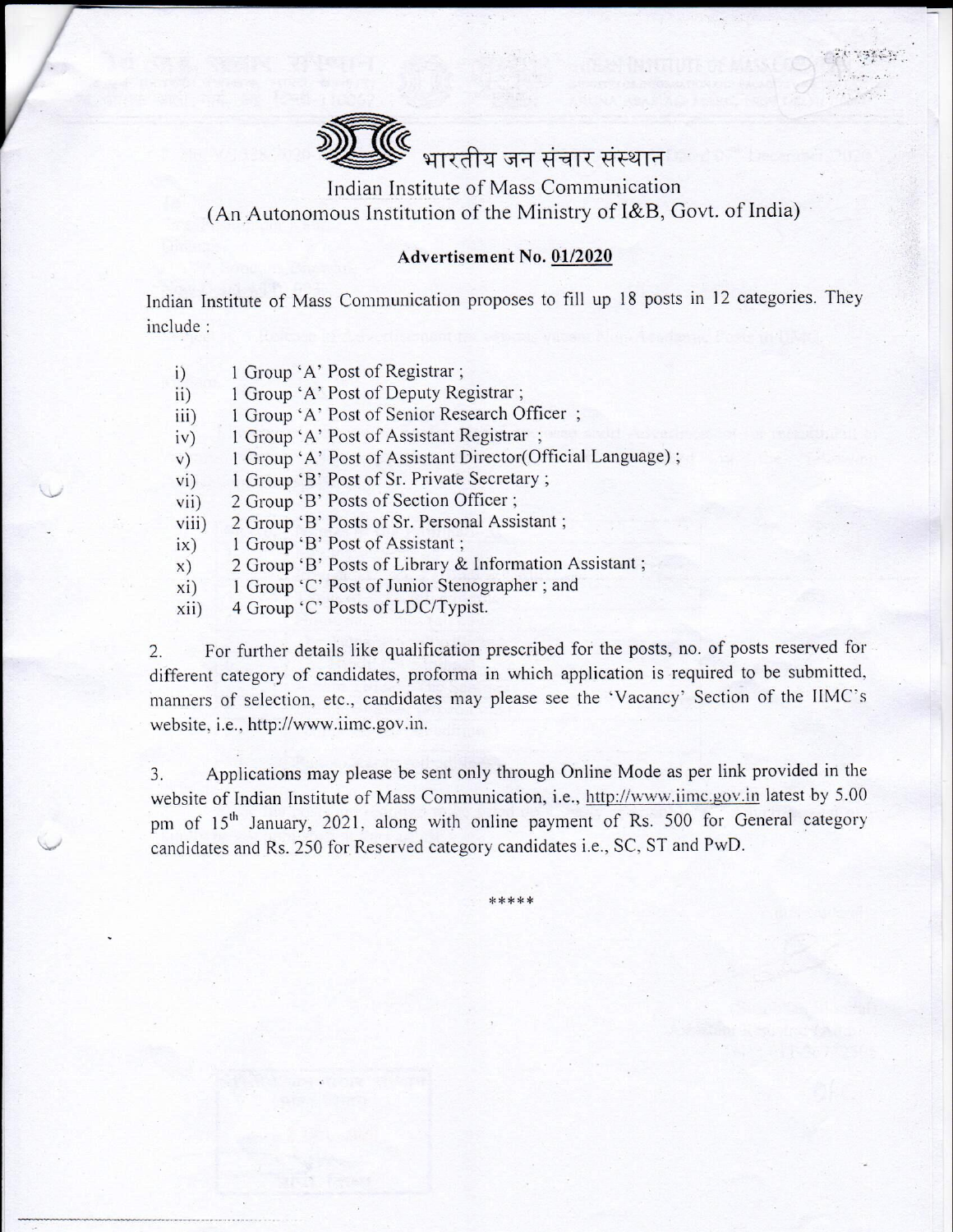भारतीय जन संचार संस्थान

Indian Institute of Mass Communication

(An Autonomous Institution of the Ministry of I&B, Govt. of India)

**Advertisement No. 01/2020**

Indian Institute of Mass Communication proposes to fill up 18 posts in 12 categories. They include :

i) 1 Group 'A' Post of Registrar ;
ii) 1 Group 'A' Post of Deputy Registrar ;
iii) 1 Group 'A' Post of Senior Research Officer ;
iv) 1 Group 'A' Post of Assistant Registrar ;
v) 1 Group 'A' Post of Assistant Director(Official Language) ;
vi) 1 Group 'B' Post of Sr. Private Secretary ;
vii) 2 Group 'B' Posts of Section Officer ;
viii) 2 Group 'B' Posts of Sr. Personal Assistant ;
ix) 1 Group 'B' Post of Assistant ;
x) 2 Group 'B' Posts of Library & Information Assistant ;
xi) 1 Group 'C' Post of Junior Stenographer ; and
xii) 4 Group 'C' Posts of LDC/Typist.

2. For further details like qualification prescribed for the posts, no. of posts reserved for different category of candidates, proforma in which application is required to be submitted, manners of selection, etc., candidates may please see the 'Vacancy' Section of the IIMC's website, i.e., http://www.iimc.gov.in.

3. Applications may please be sent only through Online Mode as per link provided in the website of Indian Institute of Mass Communication, i.e., http://www.iimc.gov.in latest by 5.00 pm of 15th January, 2021, along with online payment of Rs. 500 for General category candidates and Rs. 250 for Reserved category candidates i.e., SC, ST and PwD.

*****